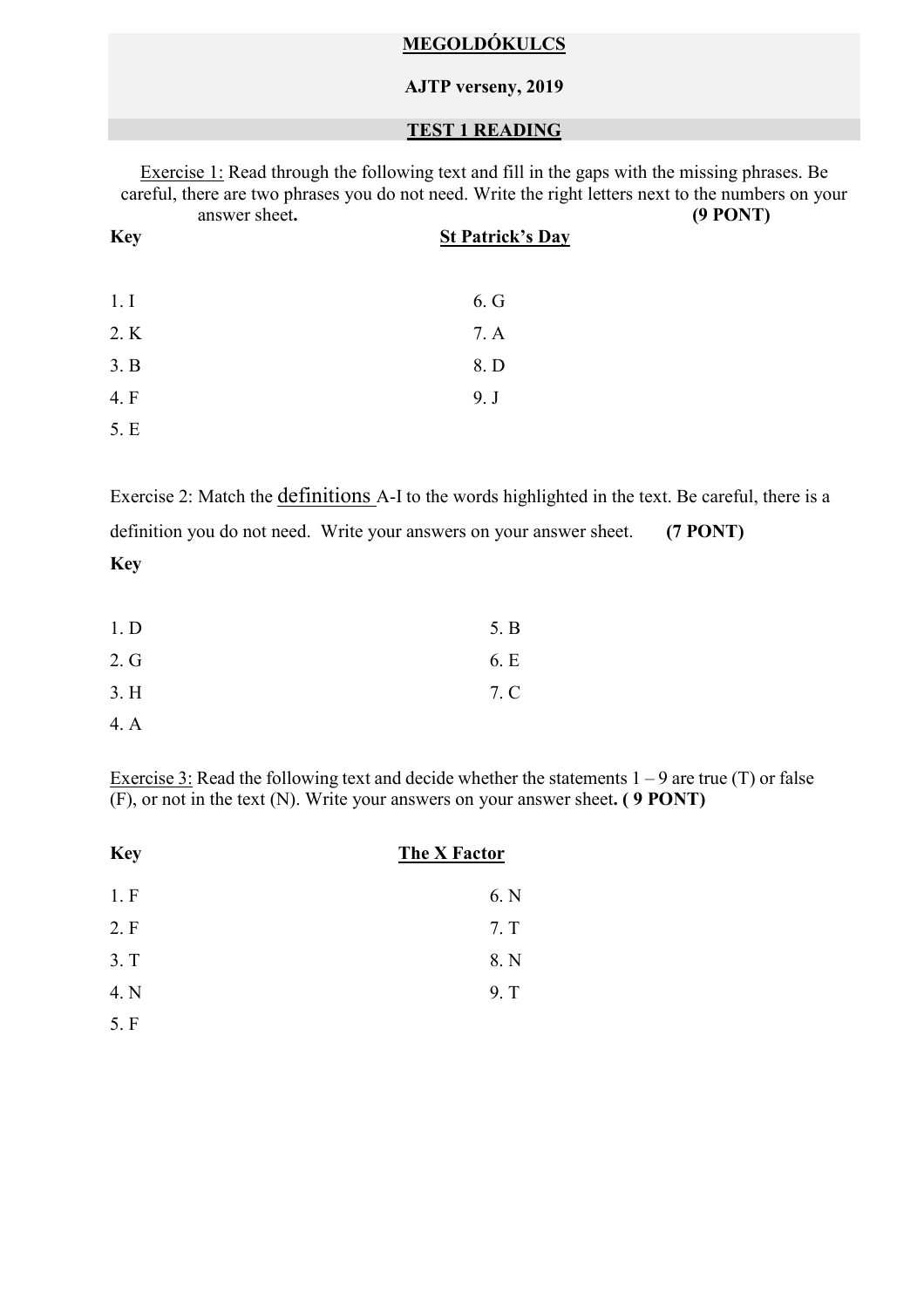# MEGOLDÓKULCS

## AJTP verseny, 2019

## TEST 1 READING

Exercise 1: Read through the following text and fill in the gaps with the missing phrases. Be careful, there are two phrases you do not need. Write the right letters next to the numbers on your answer sheet. **(9 PONT)**

**Key** **St Patrick's Day**

1. I
2. K
3. B
4. F
5. E
6. G
7. A
8. D
9. J

Exercise 2: Match the definitions A-I to the words highlighted in the text. Be careful, there is a definition you do not need. Write your answers on your answer sheet. **(7 PONT)**

**Key**

1. D
2. G
3. H
4. A
5. B
6. E
7. C

Exercise 3: Read the following text and decide whether the statements 1 – 9 are true (T) or false (F), or not in the text (N). Write your answers on your answer sheet**. ( 9 PONT)**

**Key** **The X Factor**

1. F
2. F
3. T
4. N
5. F
6. N
7. T
8. N
9. T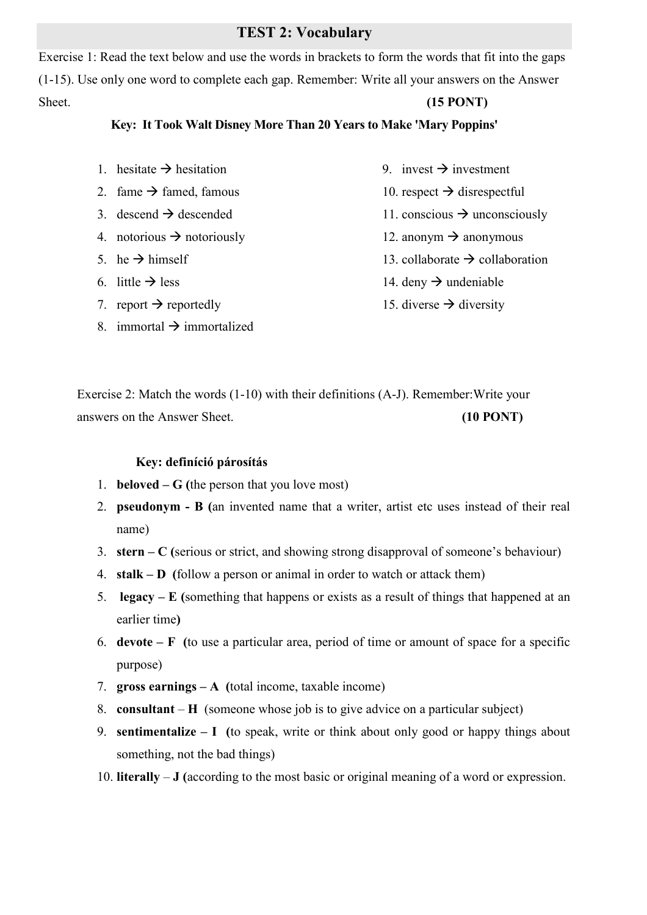# TEST 2: Vocabulary

Exercise 1: Read the text below and use the words in brackets to form the words that fit into the gaps (1-15). Use only one word to complete each gap. Remember: Write all your answers on the Answer Sheet. **(15 PONT)**

**Key: It Took Walt Disney More Than 20 Years to Make 'Mary Poppins'**

1. hesitate → hesitation
2. fame → famed, famous
3. descend → descended
4. notorious → notoriously
5. he → himself
6. little → less
7. report → reportedly
8. immortal → immortalized
9. invest → investment
10. respect → disrespectful
11. conscious → unconsciously
12. anonym → anonymous
13. collaborate → collaboration
14. deny → undeniable
15. diverse → diversity

Exercise 2: Match the words (1-10) with their definitions (A-J). Remember: Write your answers on the Answer Sheet. **(10 PONT)**

**Key: definíció párosítás**

1. **beloved – G (**the person that you love most)
2. **pseudonym - B (**an invented name that a writer, artist etc uses instead of their real name)
3. **stern – C (**serious or strict, and showing strong disapproval of someone's behaviour)
4. **stalk – D (**follow a person or animal in order to watch or attack them)
5. **legacy – E (**something that happens or exists as a result of things that happened at an earlier time**)**
6. **devote – F (**to use a particular area, period of time or amount of space for a specific purpose)
7. **gross earnings – A (**total income, taxable income)
8. **consultant** – **H** (someone whose job is to give advice on a particular subject)
9. **sentimentalize – I (**to speak, write or think about only good or happy things about something, not the bad things)
10. **literally** – **J (**according to the most basic or original meaning of a word or expression.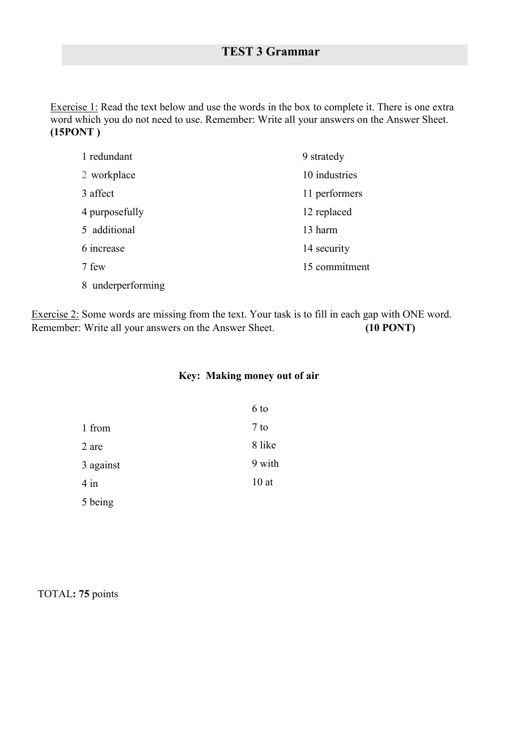## TEST 3 Grammar

Exercise 1: Read the text below and use the words in the box to complete it. There is one extra word which you do not need to use. Remember: Write all your answers on the Answer Sheet. **(15PONT )**

1 redundant
2 workplace
3 affect
4 purposefully
5 additional
6 increase
7 few
8 underperforming
9 stratedy
10 industries
11 performers
12 replaced
13 harm
14 security
15 commitment

Exercise 2: Some words are missing from the text. Your task is to fill in each gap with ONE word. Remember: Write all your answers on the Answer Sheet. **(10 PONT)**

**Key: Making money out of air**

1 from
2 are
3 against
4 in
5 being
6 to
7 to
8 like
9 with
10 at

TOTAL**: 75** points